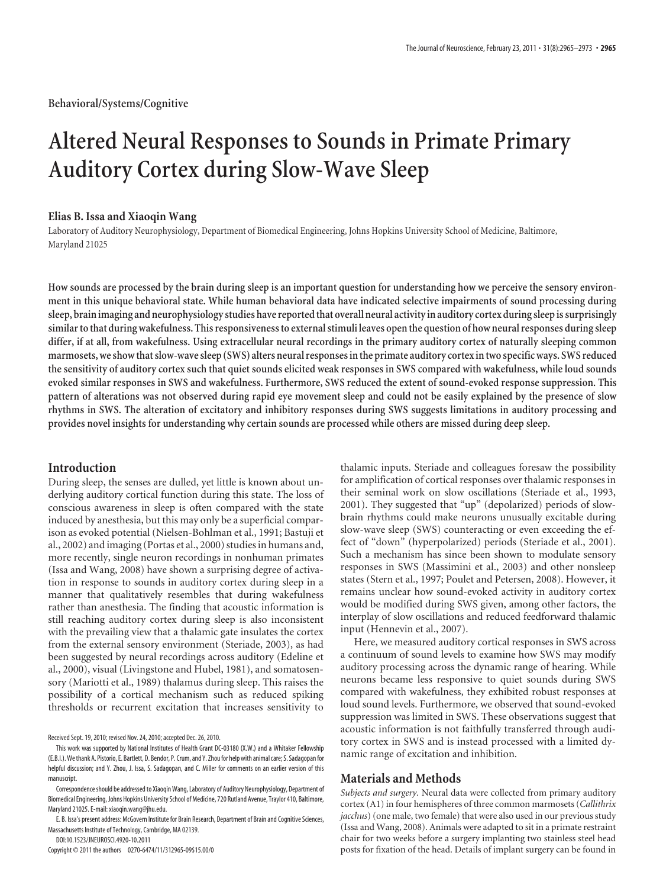Behavioral/Systems/Cognitive

# Altered Neural Responses to Sounds in Primate Primary Auditory Cortex during Slow-Wave Sleep

**Elias B. Issa and Xiaoqin Wang**

Laboratory of Auditory Neurophysiology, Department of Biomedical Engineering, Johns Hopkins University School of Medicine, Baltimore, Maryland 21025

**How sounds are processed by the brain during sleep is an important question for understanding how we perceive the sensory environment in this unique behavioral state. While human behavioral data have indicated selective impairments of sound processing during sleep, brain imaging and neurophysiology studies have reported that overall neural activity in auditory cortex during sleep is surprisingly similar to that during wakefulness. This responsiveness to external stimuli leaves open the question of how neural responses during sleep differ, if at all, from wakefulness. Using extracellular neural recordings in the primary auditory cortex of naturally sleeping common marmosets, we show that slow-wave sleep (SWS) alters neural responses in the primate auditory cortex in two specific ways. SWS reduced the sensitivity of auditory cortex such that quiet sounds elicited weak responses in SWS compared with wakefulness, while loud sounds evoked similar responses in SWS and wakefulness. Furthermore, SWS reduced the extent of sound-evoked response suppression. This pattern of alterations was not observed during rapid eye movement sleep and could not be easily explained by the presence of slow rhythms in SWS. The alteration of excitatory and inhibitory responses during SWS suggests limitations in auditory processing and provides novel insights for understanding why certain sounds are processed while others are missed during deep sleep.**

## Introduction

During sleep, the senses are dulled, yet little is known about underlying auditory cortical function during this state. The loss of conscious awareness in sleep is often compared with the state induced by anesthesia, but this may only be a superficial comparison as evoked potential (Nielsen-Bohlman et al., 1991; Bastuji et al., 2002) and imaging (Portas et al., 2000) studies in humans and, more recently, single neuron recordings in nonhuman primates (Issa and Wang, 2008) have shown a surprising degree of activation in response to sounds in auditory cortex during sleep in a manner that qualitatively resembles that during wakefulness rather than anesthesia. The finding that acoustic information is still reaching auditory cortex during sleep is also inconsistent with the prevailing view that a thalamic gate insulates the cortex from the external sensory environment (Steriade, 2003), as had been suggested by neural recordings across auditory (Edeline et al., 2000), visual (Livingstone and Hubel, 1981), and somatosensory (Mariotti et al., 1989) thalamus during sleep. This raises the possibility of a cortical mechanism such as reduced spiking thresholds or recurrent excitation that increases sensitivity to thalamic inputs. Steriade and colleagues foresaw the possibility for amplification of cortical responses over thalamic responses in their seminal work on slow oscillations (Steriade et al., 1993, 2001). They suggested that "up" (depolarized) periods of slow-brain rhythms could make neurons unusually excitable during slow-wave sleep (SWS) counteracting or even exceeding the effect of "down" (hyperpolarized) periods (Steriade et al., 2001). Such a mechanism has since been shown to modulate sensory responses in SWS (Massimini et al., 2003) and other nonsleep states (Stern et al., 1997; Poulet and Petersen, 2008). However, it remains unclear how sound-evoked activity in auditory cortex would be modified during SWS given, among other factors, the interplay of slow oscillations and reduced feedforward thalamic input (Hennevin et al., 2007).

Here, we measured auditory cortical responses in SWS across a continuum of sound levels to examine how SWS may modify auditory processing across the dynamic range of hearing. While neurons became less responsive to quiet sounds during SWS compared with wakefulness, they exhibited robust responses at loud sound levels. Furthermore, we observed that sound-evoked suppression was limited in SWS. These observations suggest that acoustic information is not faithfully transferred through auditory cortex in SWS and is instead processed with a limited dynamic range of excitation and inhibition.

## Materials and Methods

*Subjects and surgery.* Neural data were collected from primary auditory cortex (A1) in four hemispheres of three common marmosets (*Callithrix jacchus*) (one male, two female) that were also used in our previous study (Issa and Wang, 2008). Animals were adapted to sit in a primate restraint chair for two weeks before a surgery implanting two stainless steel head posts for fixation of the head. Details of implant surgery can be found in

Received Sept. 19, 2010; revised Nov. 24, 2010; accepted Dec. 26, 2010.

This work was supported by National Institutes of Health Grant DC-03180 (X.W.) and a Whitaker Fellowship (E.B.I.). We thank A. Pistorio, E. Bartlett, D. Bendor, P. Crum, and Y. Zhou for help with animal care; S. Sadagopan for helpful discussion; and Y. Zhou, J. Issa, S. Sadagopan, and C. Miller for comments on an earlier version of this manuscript.

Correspondence should be addressed to Xiaoqin Wang, Laboratory of Auditory Neurophysiology, Department of Biomedical Engineering, Johns Hopkins University School of Medicine, 720 Rutland Avenue, Traylor 410, Baltimore, Maryland 21025. E-mail: xiaoqin.wang@jhu.edu.

E. B. Issa's present address: McGovern Institute for Brain Research, Department of Brain and Cognitive Sciences, Massachusetts Institute of Technology, Cambridge, MA 02139.

DOI:10.1523/JNEUROSCI.4920-10.2011

Copyright © 2011 the authors 0270-6474/11/312965-09$15.00/0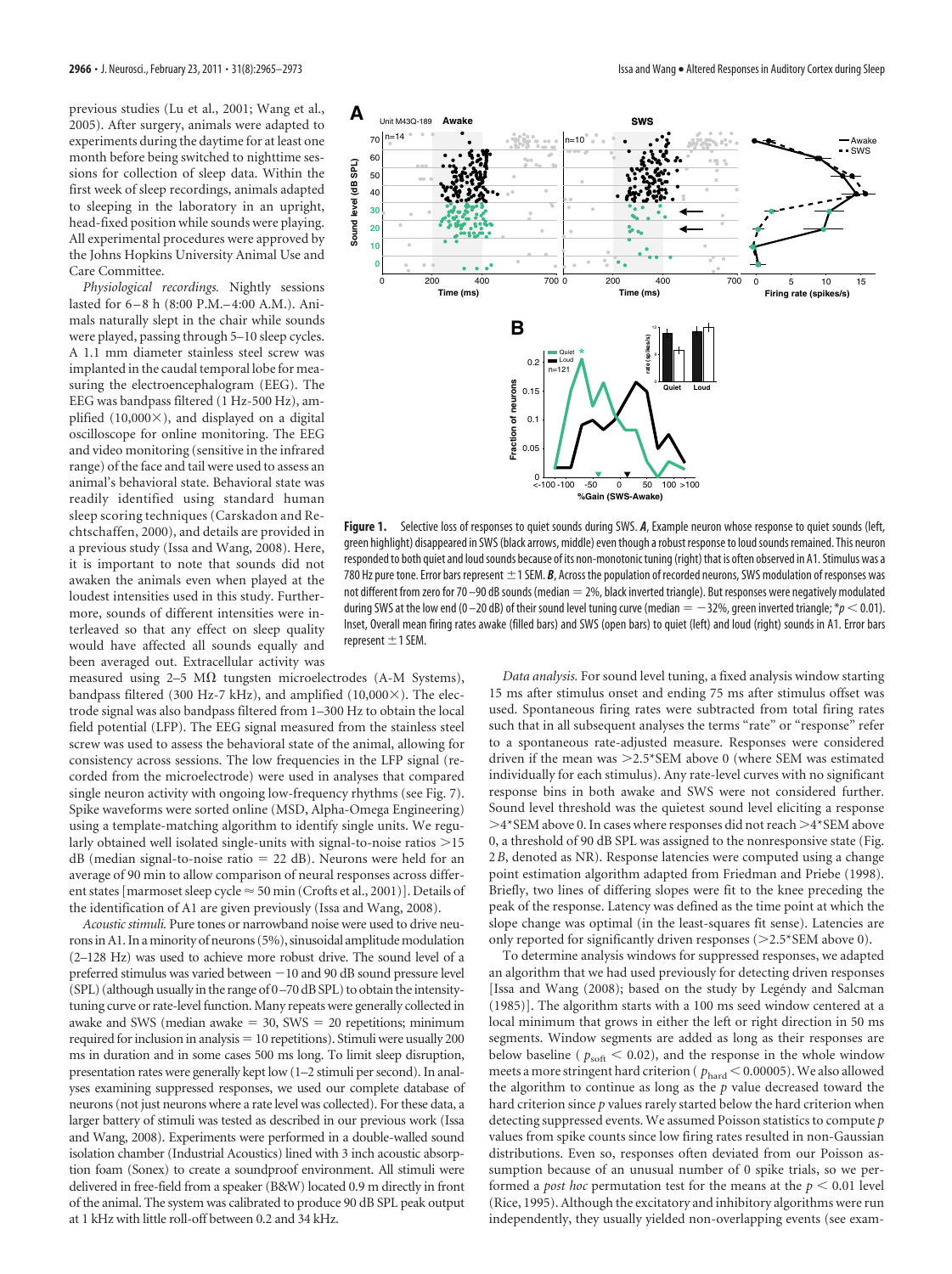previous studies (Lu et al., 2001; Wang et al., 2005). After surgery, animals were adapted to experiments during the daytime for at least one month before being switched to nighttime sessions for collection of sleep data. Within the first week of sleep recordings, animals adapted to sleeping in the laboratory in an upright, head-fixed position while sounds were playing. All experimental procedures were approved by the Johns Hopkins University Animal Use and Care Committee.

*Physiological recordings.* Nightly sessions lasted for 6–8 h (8:00 P.M.–4:00 A.M.). Animals naturally slept in the chair while sounds were played, passing through 5–10 sleep cycles. A 1.1 mm diameter stainless steel screw was implanted in the caudal temporal lobe for measuring the electroencephalogram (EEG). The EEG was bandpass filtered (1 Hz-500 Hz), amplified (10,000×), and displayed on a digital oscilloscope for online monitoring. The EEG and video monitoring (sensitive in the infrared range) of the face and tail were used to assess an animal's behavioral state. Behavioral state was readily identified using standard human sleep scoring techniques (Carskadon and Rechtschaffen, 2000), and details are provided in a previous study (Issa and Wang, 2008). Here, it is important to note that sounds did not awaken the animals even when played at the loudest intensities used in this study. Furthermore, sounds of different intensities were interleaved so that any effect on sleep quality would have affected all sounds equally and been averaged out. Extracellular activity was measured using 2–5 MΩ tungsten microelectrodes (A-M Systems), bandpass filtered (300 Hz-7 kHz), and amplified (10,000×). The electrode signal was also bandpass filtered from 1–300 Hz to obtain the local field potential (LFP). The EEG signal measured from the stainless steel screw was used to assess the behavioral state of the animal, allowing for consistency across sessions. The low frequencies in the LFP signal (recorded from the microelectrode) were used in analyses that compared single neuron activity with ongoing low-frequency rhythms (see Fig. 7). Spike waveforms were sorted online (MSD, Alpha-Omega Engineering) using a template-matching algorithm to identify single units. We regularly obtained well isolated single-units with signal-to-noise ratios >15 dB (median signal-to-noise ratio = 22 dB). Neurons were held for an average of 90 min to allow comparison of neural responses across different states [marmoset sleep cycle ≈ 50 min (Crofts et al., 2001)]. Details of the identification of A1 are given previously (Issa and Wang, 2008).

*Acoustic stimuli.* Pure tones or narrowband noise were used to drive neurons in A1. In a minority of neurons (5%), sinusoidal amplitude modulation (2–128 Hz) was used to achieve more robust drive. The sound level of a preferred stimulus was varied between −10 and 90 dB sound pressure level (SPL) (although usually in the range of 0–70 dB SPL) to obtain the intensity-tuning curve or rate-level function. Many repeats were generally collected in awake and SWS (median awake = 30, SWS = 20 repetitions; minimum required for inclusion in analysis = 10 repetitions). Stimuli were usually 200 ms in duration and in some cases 500 ms long. To limit sleep disruption, presentation rates were generally kept low (1–2 stimuli per second). In analyses examining suppressed responses, we used our complete database of neurons (not just neurons where a rate level was collected). For these data, a larger battery of stimuli was tested as described in our previous work (Issa and Wang, 2008). Experiments were performed in a double-walled sound isolation chamber (Industrial Acoustics) lined with 3 inch acoustic absorption foam (Sonex) to create a soundproof environment. All stimuli were delivered in free-field from a speaker (B&W) located 0.9 m directly in front of the animal. The system was calibrated to produce 90 dB SPL peak output at 1 kHz with little roll-off between 0.2 and 34 kHz.

**Figure 1.** Selective loss of responses to quiet sounds during SWS. ***A***, Example neuron whose response to quiet sounds (left, green highlight) disappeared in SWS (black arrows, middle) even though a robust response to loud sounds remained. This neuron responded to both quiet and loud sounds because of its non-monotonic tuning (right) that is often observed in A1. Stimulus was a 780 Hz pure tone. Error bars represent ±1 SEM. ***B***, Across the population of recorded neurons, SWS modulation of responses was not different from zero for 70–90 dB sounds (median = 2%, black inverted triangle). But responses were negatively modulated during SWS at the low end (0–20 dB) of their sound level tuning curve (median = −32%, green inverted triangle; *$p < 0.01$). Inset, Overall mean firing rates awake (filled bars) and SWS (open bars) to quiet (left) and loud (right) sounds in A1. Error bars represent ±1 SEM.

*Data analysis.* For sound level tuning, a fixed analysis window starting 15 ms after stimulus onset and ending 75 ms after stimulus offset was used. Spontaneous firing rates were subtracted from total firing rates such that in all subsequent analyses the terms "rate" or "response" refer to a spontaneous rate-adjusted measure. Responses were considered driven if the mean was >2.5*SEM above 0 (where SEM was estimated individually for each stimulus). Any rate-level curves with no significant response bins in both awake and SWS were not considered further. Sound level threshold was the quietest sound level eliciting a response >4*SEM above 0. In cases where responses did not reach >4*SEM above 0, a threshold of 90 dB SPL was assigned to the nonresponsive state (Fig. 2*B*, denoted as NR). Response latencies were computed using a change point estimation algorithm adapted from Friedman and Priebe (1998). Briefly, two lines of differing slopes were fit to the knee preceding the peak of the response. Latency was defined as the time point at which the slope change was optimal (in the least-squares fit sense). Latencies are only reported for significantly driven responses (>2.5*SEM above 0).

To determine analysis windows for suppressed responses, we adapted an algorithm that we had used previously for detecting driven responses [Issa and Wang (2008); based on the study by Legéndy and Salcman (1985)]. The algorithm starts with a 100 ms seed window centered at a local minimum that grows in either the left or right direction in 50 ms segments. Window segments are added as long as their responses are below baseline ($p_{soft} < 0.02$), and the response in the whole window meets a more stringent hard criterion ($p_{hard} < 0.00005$). We also allowed the algorithm to continue as long as the $p$ value decreased toward the hard criterion since $p$ values rarely started below the hard criterion when detecting suppressed events. We assumed Poisson statistics to compute $p$ values from spike counts since low firing rates resulted in non-Gaussian distributions. Even so, responses often deviated from our Poisson assumption because of an unusual number of 0 spike trials, so we performed a *post hoc* permutation test for the means at the $p < 0.01$ level (Rice, 1995). Although the excitatory and inhibitory algorithms were run independently, they usually yielded non-overlapping events (see exam-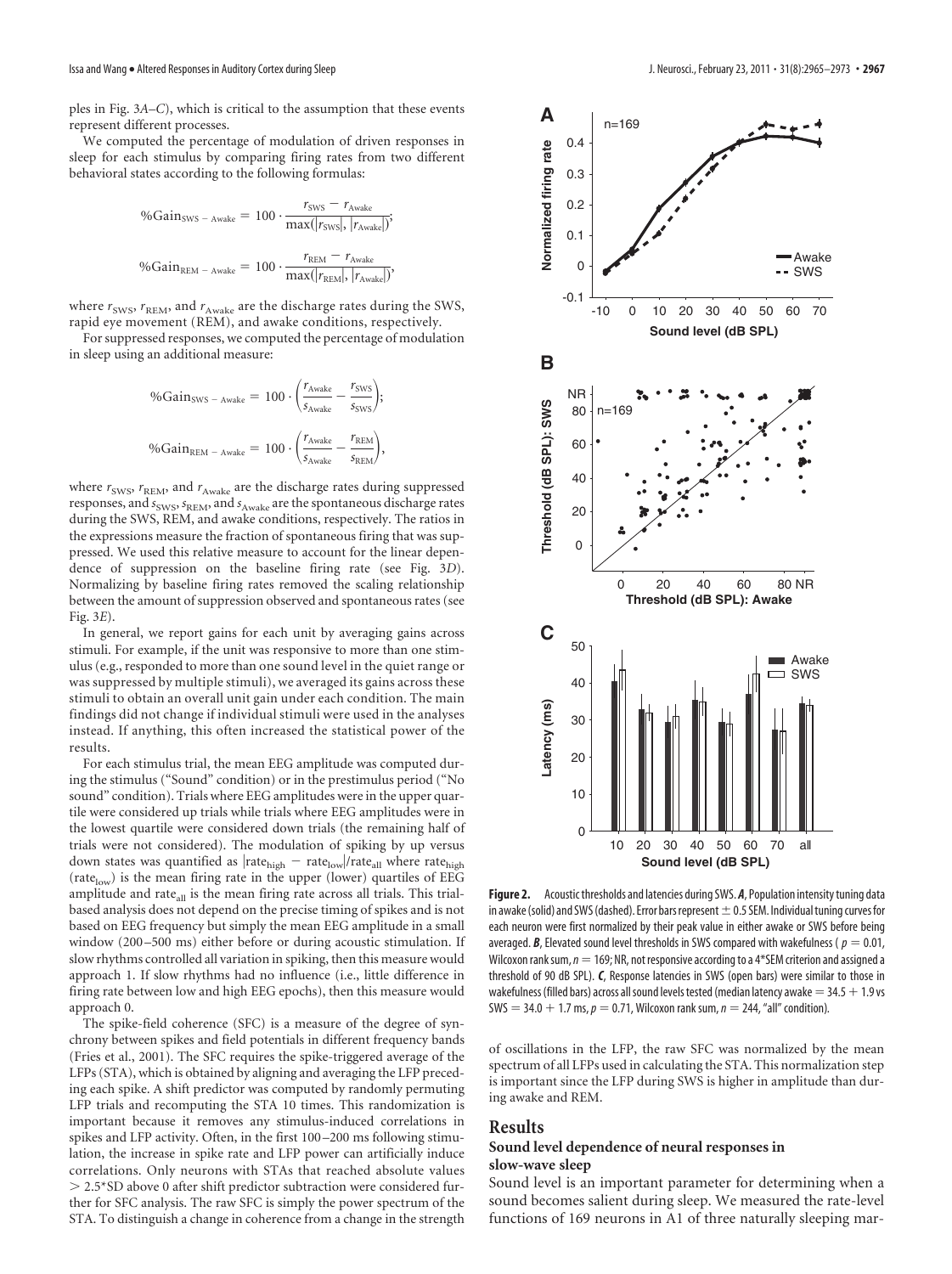ples in Fig. 3*A–C*), which is critical to the assumption that these events represent different processes.

We computed the percentage of modulation of driven responses in sleep for each stimulus by comparing firing rates from two different behavioral states according to the following formulas:

$$\%\text{Gain}_{\text{SWS}-\text{Awake}} = 100 \cdot \frac{r_{\text{SWS}} - r_{\text{Awake}}}{\max(|r_{\text{SWS}}|, |r_{\text{Awake}}|)};$$

$$\%\text{Gain}_{\text{REM}-\text{Awake}} = 100 \cdot \frac{r_{\text{REM}} - r_{\text{Awake}}}{\max(|r_{\text{REM}}|, |r_{\text{Awake}}|)},$$

where $r_{\text{SWS}}$, $r_{\text{REM}}$, and $r_{\text{Awake}}$ are the discharge rates during the SWS, rapid eye movement (REM), and awake conditions, respectively.

For suppressed responses, we computed the percentage of modulation in sleep using an additional measure:

$$\%\text{Gain}_{\text{SWS}-\text{Awake}} = 100 \cdot \left(\frac{r_{\text{Awake}}}{s_{\text{Awake}}} - \frac{r_{\text{SWS}}}{s_{\text{SWS}}}\right);$$

$$\%\text{Gain}_{\text{REM}-\text{Awake}} = 100 \cdot \left(\frac{r_{\text{Awake}}}{s_{\text{Awake}}} - \frac{r_{\text{REM}}}{s_{\text{REM}}}\right),$$

where $r_{\text{SWS}}$, $r_{\text{REM}}$, and $r_{\text{Awake}}$ are the discharge rates during suppressed responses, and $s_{\text{SWS}}$, $s_{\text{REM}}$, and $s_{\text{Awake}}$ are the spontaneous discharge rates during the SWS, REM, and awake conditions, respectively. The ratios in the expressions measure the fraction of spontaneous firing that was suppressed. We used this relative measure to account for the linear dependence of suppression on the baseline firing rate (see Fig. 3*D*). Normalizing by baseline firing rates removed the scaling relationship between the amount of suppression observed and spontaneous rates (see Fig. 3*E*).

In general, we report gains for each unit by averaging gains across stimuli. For example, if the unit was responsive to more than one stimulus (e.g., responded to more than one sound level in the quiet range or was suppressed by multiple stimuli), we averaged its gains across these stimuli to obtain an overall unit gain under each condition. The main findings did not change if individual stimuli were used in the analyses instead. If anything, this often increased the statistical power of the results.

For each stimulus trial, the mean EEG amplitude was computed during the stimulus ("Sound" condition) or in the prestimulus period ("No sound" condition). Trials where EEG amplitudes were in the upper quartile were considered up trials while trials where EEG amplitudes were in the lowest quartile were considered down trials (the remaining half of trials were not considered). The modulation of spiking by up versus down states was quantified as $|\text{rate}_{\text{high}} - \text{rate}_{\text{low}}|/\text{rate}_{\text{all}}$ where $\text{rate}_{\text{high}}$ ($\text{rate}_{\text{low}}$) is the mean firing rate in the upper (lower) quartiles of EEG amplitude and $\text{rate}_{\text{all}}$ is the mean firing rate across all trials. This trial-based analysis does not depend on the precise timing of spikes and is not based on EEG frequency but simply the mean EEG amplitude in a small window (200–500 ms) either before or during acoustic stimulation. If slow rhythms controlled all variation in spiking, then this measure would approach 1. If slow rhythms had no influence (i.e., little difference in firing rate between low and high EEG epochs), then this measure would approach 0.

The spike-field coherence (SFC) is a measure of the degree of synchrony between spikes and field potentials in different frequency bands (Fries et al., 2001). The SFC requires the spike-triggered average of the LFPs (STA), which is obtained by aligning and averaging the LFP preceding each spike. A shift predictor was computed by randomly permuting LFP trials and recomputing the STA 10 times. This randomization is important because it removes any stimulus-induced correlations in spikes and LFP activity. Often, in the first 100–200 ms following stimulation, the increase in spike rate and LFP power can artificially induce correlations. Only neurons with STAs that reached absolute values > 2.5*SD above 0 after shift predictor subtraction were considered further for SFC analysis. The raw SFC is simply the power spectrum of the STA. To distinguish a change in coherence from a change in the strength of oscillations in the LFP, the raw SFC was normalized by the mean spectrum of all LFPs used in calculating the STA. This normalization step is important since the LFP during SWS is higher in amplitude than during awake and REM.

**Figure 2.** Acoustic thresholds and latencies during SWS. ***A***, Population intensity tuning data in awake (solid) and SWS (dashed). Error bars represent ± 0.5 SEM. Individual tuning curves for each neuron were first normalized by their peak value in either awake or SWS before being averaged. ***B***, Elevated sound level thresholds in SWS compared with wakefulness ($p = 0.01$, Wilcoxon rank sum, $n = 169$; NR, not responsive according to a 4*SEM criterion and assigned a threshold of 90 dB SPL). ***C***, Response latencies in SWS (open bars) were similar to those in wakefulness (filled bars) across all sound levels tested (median latency awake = 34.5 + 1.9 vs SWS = 34.0 + 1.7 ms, $p = 0.71$, Wilcoxon rank sum, $n = 244$, "all" condition).

## Results

### Sound level dependence of neural responses in slow-wave sleep

Sound level is an important parameter for determining when a sound becomes salient during sleep. We measured the rate-level functions of 169 neurons in A1 of three naturally sleeping mar-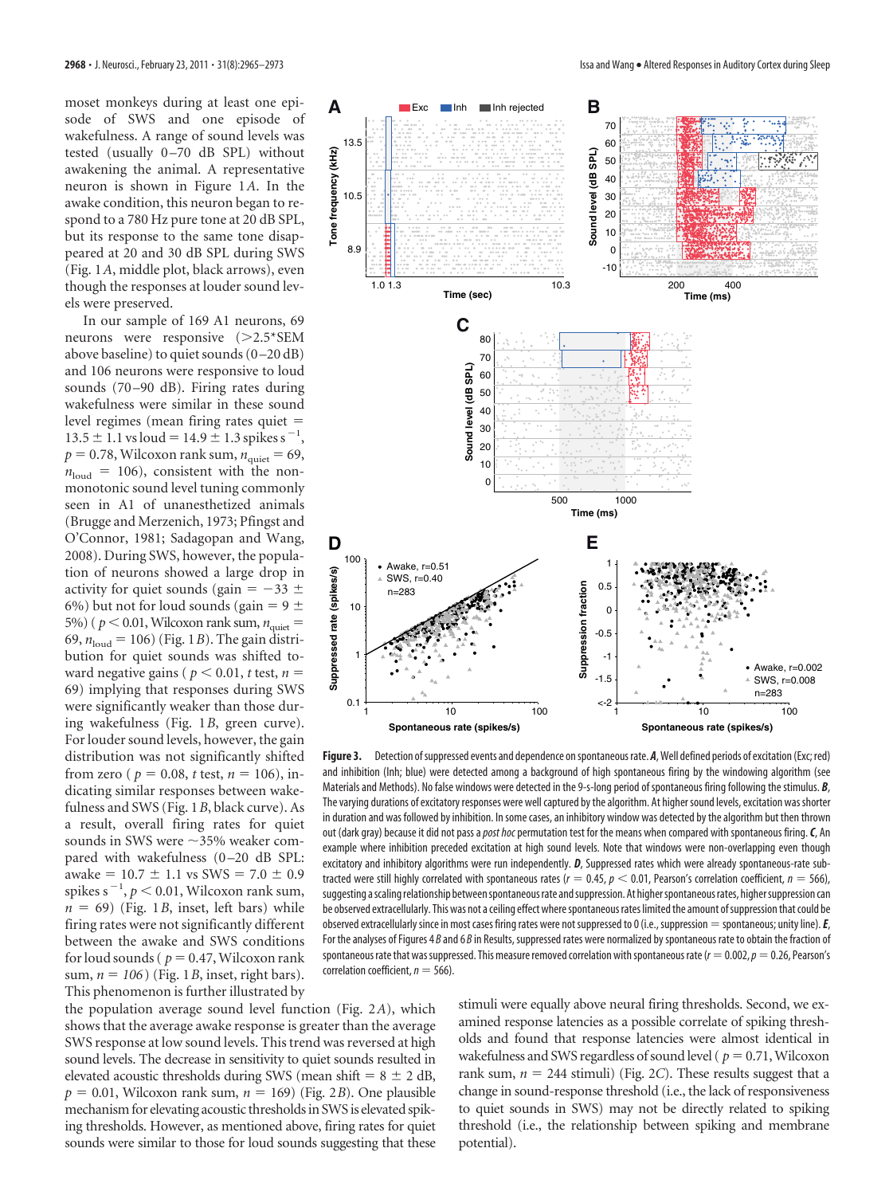moset monkeys during at least one episode of SWS and one episode of wakefulness. A range of sound levels was tested (usually 0–70 dB SPL) without awakening the animal. A representative neuron is shown in Figure 1*A*. In the awake condition, this neuron began to respond to a 780 Hz pure tone at 20 dB SPL, but its response to the same tone disappeared at 20 and 30 dB SPL during SWS (Fig. 1*A*, middle plot, black arrows), even though the responses at louder sound levels were preserved.

In our sample of 169 A1 neurons, 69 neurons were responsive (>2.5*SEM above baseline) to quiet sounds (0–20 dB) and 106 neurons were responsive to loud sounds (70–90 dB). Firing rates during wakefulness were similar in these sound level regimes (mean firing rates quiet = 13.5 ± 1.1 vs loud = 14.9 ± 1.3 spikes $s^{-1}$, $p = 0.78$, Wilcoxon rank sum, $n_{quiet} = 69$, $n_{loud} = 106$), consistent with the nonmonotonic sound level tuning commonly seen in A1 of unanesthetized animals (Brugge and Merzenich, 1973; Pfingst and O'Connor, 1981; Sadagopan and Wang, 2008). During SWS, however, the population of neurons showed a large drop in activity for quiet sounds (gain = −33 ± 6%) but not for loud sounds (gain = 9 ± 5%) ($p < 0.01$, Wilcoxon rank sum, $n_{quiet} = 69$, $n_{loud} = 106$) (Fig. 1*B*). The gain distribution for quiet sounds was shifted toward negative gains ($p < 0.01$, *t* test, $n = 69$) implying that responses during SWS were significantly weaker than those during wakefulness (Fig. 1*B*, green curve). For louder sound levels, however, the gain distribution was not significantly shifted from zero ($p = 0.08$, *t* test, $n = 106$), indicating similar responses between wakefulness and SWS (Fig. 1*B*, black curve). As a result, overall firing rates for quiet sounds in SWS were ~35% weaker compared with wakefulness (0–20 dB SPL: awake = 10.7 ± 1.1 vs SWS = 7.0 ± 0.9 spikes $s^{-1}$, $p < 0.01$, Wilcoxon rank sum, $n = 69$) (Fig. 1*B*, inset, left bars) while firing rates were not significantly different between the awake and SWS conditions for loud sounds ($p = 0.47$, Wilcoxon rank sum, $n = 106$) (Fig. 1*B*, inset, right bars). This phenomenon is further illustrated by the population average sound level function (Fig. 2*A*), which shows that the average awake response is greater than the average SWS response at low sound levels. This trend was reversed at high sound levels. The decrease in sensitivity to quiet sounds resulted in elevated acoustic thresholds during SWS (mean shift = 8 ± 2 dB, $p = 0.01$, Wilcoxon rank sum, $n = 169$) (Fig. 2*B*). One plausible mechanism for elevating acoustic thresholds in SWS is elevated spiking thresholds. However, as mentioned above, firing rates for quiet sounds were similar to those for loud sounds suggesting that these stimuli were equally above neural firing thresholds. Second, we examined response latencies as a possible correlate of spiking thresholds and found that response latencies were almost identical in wakefulness and SWS regardless of sound level ($p = 0.71$, Wilcoxon rank sum, $n = 244$ stimuli) (Fig. 2*C*). These results suggest that a change in sound-response threshold (i.e., the lack of responsiveness to quiet sounds in SWS) may not be directly related to spiking threshold (i.e., the relationship between spiking and membrane potential).

**Figure 3.** Detection of suppressed events and dependence on spontaneous rate. ***A***, Well defined periods of excitation (Exc; red) and inhibition (Inh; blue) were detected among a background of high spontaneous firing by the windowing algorithm (see Materials and Methods). No false windows were detected in the 9-s-long period of spontaneous firing following the stimulus. ***B***, The varying durations of excitatory responses were well captured by the algorithm. At higher sound levels, excitation was shorter in duration and was followed by inhibition. In some cases, an inhibitory window was detected by the algorithm but then thrown out (dark gray) because it did not pass a *post hoc* permutation test for the means when compared with spontaneous firing. ***C***, An example where inhibition preceded excitation at high sound levels. Note that windows were non-overlapping even though excitatory and inhibitory algorithms were run independently. ***D***, Suppressed rates which were already spontaneous-rate subtracted were still highly correlated with spontaneous rates ($r = 0.45$, $p < 0.01$, Pearson's correlation coefficient, $n = 566$), suggesting a scaling relationship between spontaneous rate and suppression. At higher spontaneous rates, higher suppression can be observed extracellularly. This was not a ceiling effect where spontaneous rates limited the amount of suppression that could be observed extracellularly since in most cases firing rates were not suppressed to 0 (i.e., suppression = spontaneous; unity line). ***E***, For the analyses of Figures 4*B* and 6*B* in Results, suppressed rates were normalized by spontaneous rate to obtain the fraction of spontaneous rate that was suppressed. This measure removed correlation with spontaneous rate ($r = 0.002$, $p = 0.26$, Pearson's correlation coefficient, $n = 566$).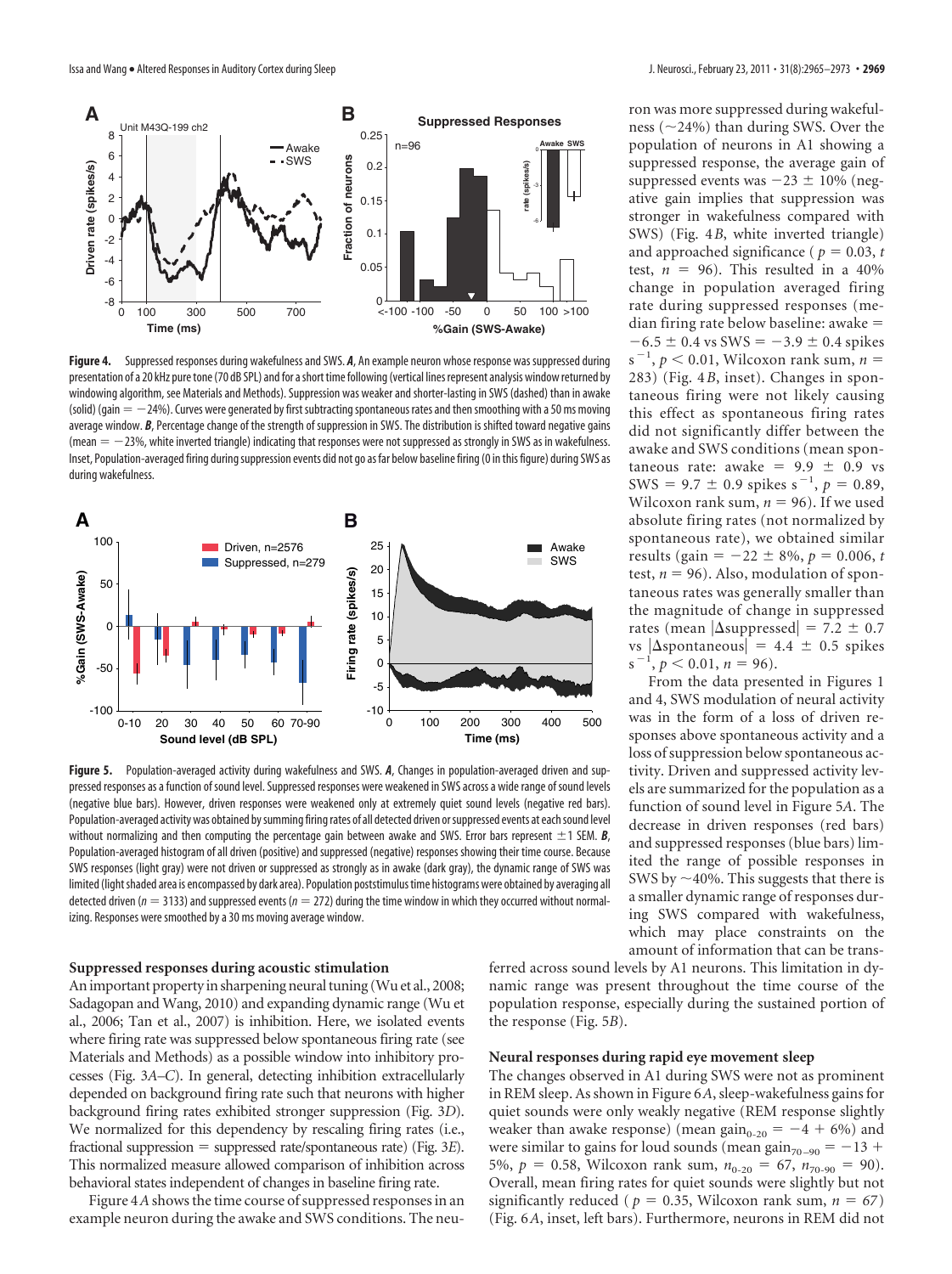**Figure 4.** Suppressed responses during wakefulness and SWS. ***A***, An example neuron whose response was suppressed during presentation of a 20 kHz pure tone (70 dB SPL) and for a short time following (vertical lines represent analysis window returned by windowing algorithm, see Materials and Methods). Suppression was weaker and shorter-lasting in SWS (dashed) than in awake (solid) (gain = −24%). Curves were generated by first subtracting spontaneous rates and then smoothing with a 50 ms moving average window. ***B***, Percentage change of the strength of suppression in SWS. The distribution is shifted toward negative gains (mean = −23%, white inverted triangle) indicating that responses were not suppressed as strongly in SWS as in wakefulness. Inset, Population-averaged firing during suppression events did not go as far below baseline firing (0 in this figure) during SWS as during wakefulness.

**Figure 5.** Population-averaged activity during wakefulness and SWS. ***A***, Changes in population-averaged driven and suppressed responses as a function of sound level. Suppressed responses were weakened in SWS across a wide range of sound levels (negative blue bars). However, driven responses were weakened only at extremely quiet sound levels (negative red bars). Population-averaged activity was obtained by summing firing rates of all detected driven or suppressed events at each sound level without normalizing and then computing the percentage gain between awake and SWS. Error bars represent ±1 SEM. ***B***, Population-averaged histogram of all driven (positive) and suppressed (negative) responses showing their time course. Because SWS responses (light gray) were not driven or suppressed as strongly as in awake (dark gray), the dynamic range of SWS was limited (light shaded area is encompassed by dark area). Population poststimulus time histograms were obtained by averaging all detected driven ($n = 3133$) and suppressed events ($n = 272$) during the time window in which they occurred without normalizing. Responses were smoothed by a 30 ms moving average window.

### Suppressed responses during acoustic stimulation

An important property in sharpening neural tuning (Wu et al., 2008; Sadagopan and Wang, 2010) and expanding dynamic range (Wu et al., 2006; Tan et al., 2007) is inhibition. Here, we isolated events where firing rate was suppressed below spontaneous firing rate (see Materials and Methods) as a possible window into inhibitory processes (Fig. 3*A–C*). In general, detecting inhibition extracellularly depended on background firing rate such that neurons with higher background firing rates exhibited stronger suppression (Fig. 3*D*). We normalized for this dependency by rescaling firing rates (i.e., fractional suppression = suppressed rate/spontaneous rate) (Fig. 3*E*). This normalized measure allowed comparison of inhibition across behavioral states independent of changes in baseline firing rate.

Figure 4*A* shows the time course of suppressed responses in an example neuron during the awake and SWS conditions. The neuron was more suppressed during wakefulness (~24%) than during SWS. Over the population of neurons in A1 showing a suppressed response, the average gain of suppressed events was −23 ± 10% (negative gain implies that suppression was stronger in wakefulness compared with SWS) (Fig. 4*B*, white inverted triangle) and approached significance ($p = 0.03$, *t* test, $n = 96$). This resulted in a 40% change in population averaged firing rate during suppressed responses (median firing rate below baseline: awake = −6.5 ± 0.4 vs SWS = −3.9 ± 0.4 spikes $s^{-1}$, $p < 0.01$, Wilcoxon rank sum, $n = 283$) (Fig. 4*B*, inset). Changes in spontaneous firing were not likely causing this effect as spontaneous firing rates did not significantly differ between the awake and SWS conditions (mean spontaneous rate: awake = 9.9 ± 0.9 vs SWS = 9.7 ± 0.9 spikes $s^{-1}$, $p = 0.89$, Wilcoxon rank sum, $n = 96$). If we used absolute firing rates (not normalized by spontaneous rate), we obtained similar results (gain = −22 ± 8%, $p = 0.006$, *t* test, $n = 96$). Also, modulation of spontaneous rates was generally smaller than the magnitude of change in suppressed rates (mean |Δsuppressed| = 7.2 ± 0.7 vs |Δspontaneous| = 4.4 ± 0.5 spikes $s^{-1}$, $p < 0.01$, $n = 96$).

From the data presented in Figures 1 and 4, SWS modulation of neural activity was in the form of a loss of driven responses above spontaneous activity and a loss of suppression below spontaneous activity. Driven and suppressed activity levels are summarized for the population as a function of sound level in Figure 5*A*. The decrease in driven responses (red bars) and suppressed responses (blue bars) limited the range of possible responses in SWS by ~40%. This suggests that there is a smaller dynamic range of responses during SWS compared with wakefulness, which may place constraints on the amount of information that can be transferred across sound levels by A1 neurons. This limitation in dynamic range was present throughout the time course of the population response, especially during the sustained portion of the response (Fig. 5*B*).

### Neural responses during rapid eye movement sleep

The changes observed in A1 during SWS were not as prominent in REM sleep. As shown in Figure 6*A*, sleep-wakefulness gains for quiet sounds were only weakly negative (REM response slightly weaker than awake response) (mean $gain_{0-20} = -4 + 6\%$) and were similar to gains for loud sounds (mean $gain_{70-90} = -13 + 5\%$, $p = 0.58$, Wilcoxon rank sum, $n_{0-20} = 67$, $n_{70-90} = 90$). Overall, mean firing rates for quiet sounds were slightly but not significantly reduced ($p = 0.35$, Wilcoxon rank sum, $n = 67$) (Fig. 6*A*, inset, left bars). Furthermore, neurons in REM did not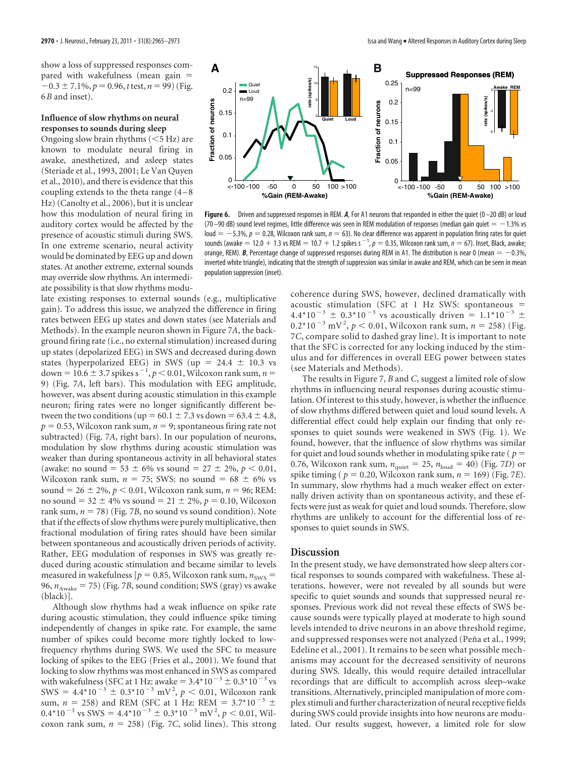show a loss of suppressed responses compared with wakefulness (mean gain = $-0.3 \pm 7.1\%$, $p = 0.96$, $t$ test, $n = 99$) (Fig. 6B and inset).

### Influence of slow rhythms on neural responses to sounds during sleep

Ongoing slow brain rhythms (<5 Hz) are known to modulate neural firing in awake, anesthetized, and asleep states (Steriade et al., 1993, 2001; Le Van Quyen et al., 2010), and there is evidence that this coupling extends to the theta range (4–8 Hz) (Canolty et al., 2006), but it is unclear how this modulation of neural firing in auditory cortex would be affected by the presence of acoustic stimuli during SWS. In one extreme scenario, neural activity would be dominated by EEG up and down states. At another extreme, external sounds may override slow rhythms. An intermediate possibility is that slow rhythms modulate existing responses to external sounds (e.g., multiplicative gain). To address this issue, we analyzed the difference in firing rates between EEG up states and down states (see Materials and Methods). In the example neuron shown in Figure 7A, the background firing rate (i.e., no external stimulation) increased during up states (depolarized EEG) in SWS and decreased during down states (hyperpolarized EEG) in SWS (up = $24.4 \pm 10.3$ vs down = $10.6 \pm 3.7$ spikes $s^{-1}$, $p < 0.01$, Wilcoxon rank sum, $n = 9$) (Fig. 7A, left bars). This modulation with EEG amplitude, however, was absent during acoustic stimulation in this example neuron; firing rates were no longer significantly different between the two conditions (up = $60.1 \pm 7.3$ vs down = $63.4 \pm 4.8$, $p = 0.53$, Wilcoxon rank sum, $n = 9$; spontaneous firing rate not subtracted) (Fig. 7A, right bars). In our population of neurons, modulation by slow rhythms during acoustic stimulation was weaker than during spontaneous activity in all behavioral states (awake: no sound = $53 \pm 6\%$ vs sound = $27 \pm 2\%$, $p < 0.01$, Wilcoxon rank sum, $n = 75$; SWS: no sound = $68 \pm 6\%$ vs sound = $26 \pm 2\%$, $p < 0.01$, Wilcoxon rank sum, $n = 96$; REM: no sound = $32 \pm 4\%$ vs sound = $21 \pm 2\%$, $p = 0.10$, Wilcoxon rank sum, $n = 78$) (Fig. 7B, no sound vs sound condition). Note that if the effects of slow rhythms were purely multiplicative, then fractional modulation of firing rates should have been similar between spontaneous and acoustically driven periods of activity. Rather, EEG modulation of responses in SWS was greatly reduced during acoustic stimulation and became similar to levels measured in wakefulness [$p = 0.85$, Wilcoxon rank sum, $n_{SWS} = 96$, $n_{Awake} = 75$) (Fig. 7B, sound condition; SWS (gray) vs awake (black)].

Although slow rhythms had a weak influence on spike rate during acoustic stimulation, they could influence spike timing independently of changes in spike rate. For example, the same number of spikes could become more tightly locked to low-frequency rhythms during SWS. We used the SFC to measure locking of spikes to the EEG (Fries et al., 2001). We found that locking to slow rhythms was most enhanced in SWS as compared with wakefulness (SFC at 1 Hz: awake = $3.4*10^{-3} \pm 0.3*10^{-3}$ vs SWS = $4.4*10^{-3} \pm 0.3*10^{-3}$ $mV^2$, $p < 0.01$, Wilcoxon rank sum, $n = 258$) and REM (SFC at 1 Hz: REM = $3.7*10^{-3} \pm 0.4*10^{-3}$ vs SWS = $4.4*10^{-3} \pm 0.3*10^{-3}$ $mV^2$, $p < 0.01$, Wilcoxon rank sum, $n = 258$) (Fig. 7C, solid lines). This strong coherence during SWS, however, declined dramatically with acoustic stimulation (SFC at 1 Hz SWS: spontaneous = $4.4*10^{-3} \pm 0.3*10^{-3}$ vs acoustically driven = $1.1*10^{-3} \pm 0.2*10^{-3}$ $mV^2$, $p < 0.01$, Wilcoxon rank sum, $n = 258$) (Fig. 7C, compare solid to dashed gray line). It is important to note that the SFC is corrected for any locking induced by the stimulus and for differences in overall EEG power between states (see Materials and Methods).

The results in Figure 7, B and C, suggest a limited role of slow rhythms in influencing neural responses during acoustic stimulation. Of interest to this study, however, is whether the influence of slow rhythms differed between quiet and loud sound levels. A differential effect could help explain our finding that only responses to quiet sounds were weakened in SWS (Fig. 1). We found, however, that the influence of slow rhythms was similar for quiet and loud sounds whether in modulating spike rate ($p = 0.76$, Wilcoxon rank sum, $n_{quiet} = 25$, $n_{loud} = 40$) (Fig. 7D) or spike timing ($p = 0.20$, Wilcoxon rank sum, $n = 169$) (Fig. 7E). In summary, slow rhythms had a much weaker effect on externally driven activity than on spontaneous activity, and these effects were just as weak for quiet and loud sounds. Therefore, slow rhythms are unlikely to account for the differential loss of responses to quiet sounds in SWS.

**Figure 6.** Driven and suppressed responses in REM. ***A***, For A1 neurons that responded in either the quiet (0–20 dB) or loud (70–90 dB) sound level regimes, little difference was seen in REM modulation of responses (median gain quiet = −1.3% vs loud = −5.3%, $p = 0.28$, Wilcoxon rank sum, $n = 63$). No clear difference was apparent in population firing rates for quiet sounds (awake = $12.0 + 1.3$ vs REM = $10.7 + 1.2$ spikes $s^{-1}$, $p = 0.35$, Wilcoxon rank sum, $n = 67$). Inset, Black, awake; orange, REM). ***B***, Percentage change of suppressed responses during REM in A1. The distribution is near 0 (mean = −0.3%, inverted white triangle), indicating that the strength of suppression was similar in awake and REM, which can be seen in mean population suppression (inset).

## Discussion

In the present study, we have demonstrated how sleep alters cortical responses to sounds compared with wakefulness. These alterations, however, were not revealed by all sounds but were specific to quiet sounds and sounds that suppressed neural responses. Previous work did not reveal these effects of SWS because sounds were typically played at moderate to high sound levels intended to drive neurons in an above threshold regime, and suppressed responses were not analyzed (Peña et al., 1999; Edeline et al., 2001). It remains to be seen what possible mechanisms may account for the decreased sensitivity of neurons during SWS. Ideally, this would require detailed intracellular recordings that are difficult to accomplish across sleep–wake transitions. Alternatively, principled manipulation of more complex stimuli and further characterization of neural receptive fields during SWS could provide insights into how neurons are modulated. Our results suggest, however, a limited role for slow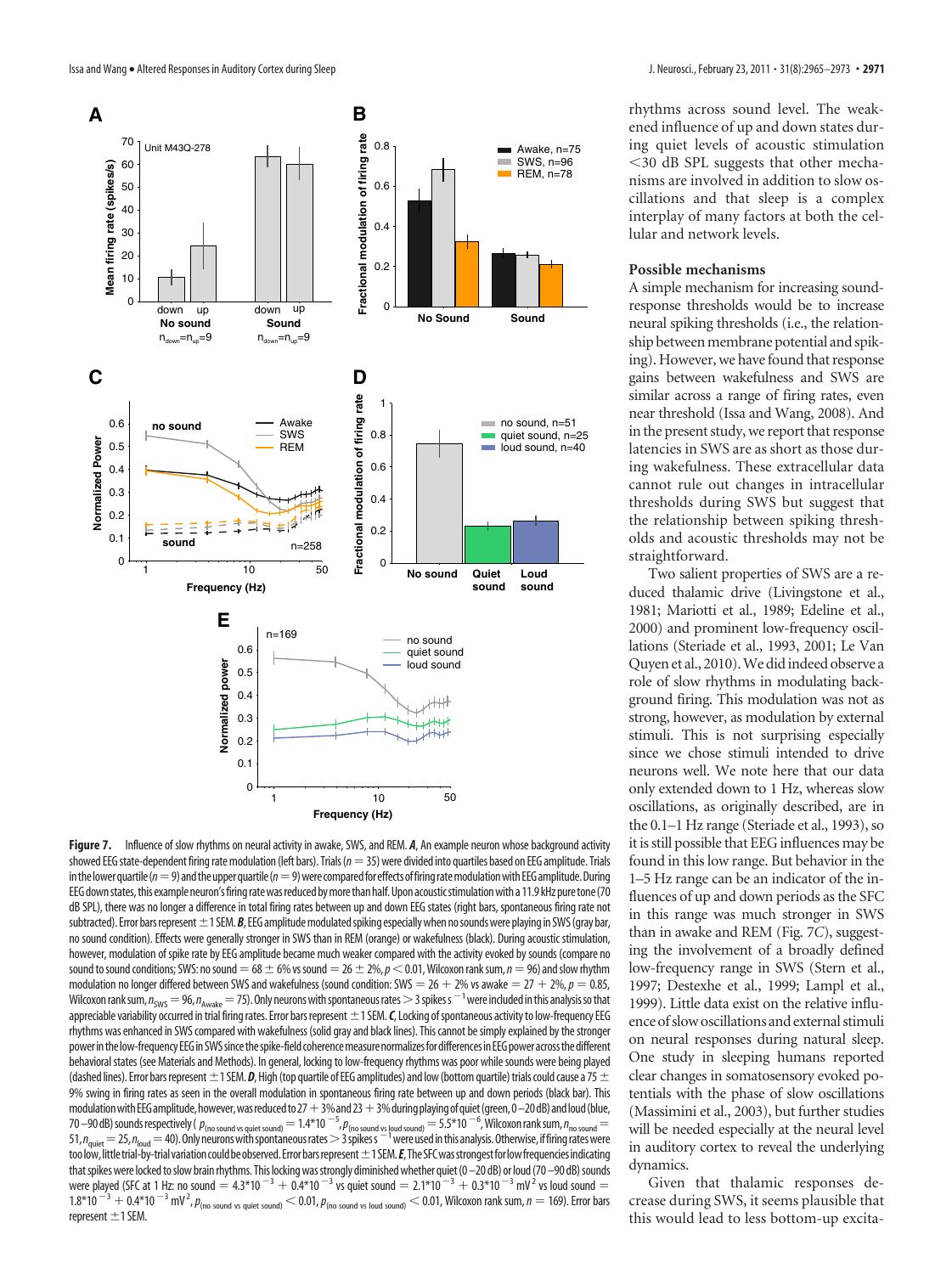**Figure 7.** Influence of slow rhythms on neural activity in awake, SWS, and REM. ***A***, An example neuron whose background activity showed EEG state-dependent firing rate modulation (left bars). Trials ($n = 35$) were divided into quartiles based on EEG amplitude. Trials in the lower quartile ($n = 9$) and the upper quartile ($n = 9$) were compared for effects of firing rate modulation with EEG amplitude. During EEG down states, this example neuron's firing rate was reduced by more than half. Upon acoustic stimulation with a 11.9 kHz pure tone (70 dB SPL), there was no longer a difference in total firing rates between up and down EEG states (right bars, spontaneous firing rate not subtracted). Error bars represent ±1 SEM. ***B***, EEG amplitude modulated spiking especially when no sounds were playing in SWS (gray bar, no sound condition). Effects were generally stronger in SWS than in REM (orange) or wakefulness (black). During acoustic stimulation, however, modulation of spike rate by EEG amplitude became much weaker compared with the activity evoked by sounds (compare no sound to sound conditions; SWS: no sound = 68 ± 6% vs sound = 26 ± 2%, $p < 0.01$, Wilcoxon rank sum, $n = 96$) and slow rhythm modulation no longer differed between SWS and wakefulness (sound condition: SWS = 26 + 2% vs awake = 27 + 2%, $p = 0.85$, Wilcoxon rank sum, $n_{SWS} = 96$, $n_{Awake} = 75$). Only neurons with spontaneous rates > 3 spikes $s^{-1}$ were included in this analysis so that appreciable variability occurred in trial firing rates. Error bars represent ±1 SEM. ***C***, Locking of spontaneous activity to low-frequency EEG rhythms was enhanced in SWS compared with wakefulness (solid gray and black lines). This cannot be simply explained by the stronger power in the low-frequency EEG in SWS since the spike-field coherence measure normalizes for differences in EEG power across the different behavioral states (see Materials and Methods). In general, locking to low-frequency rhythms was poor while sounds were being played (dashed lines). Error bars represent ±1 SEM. ***D***, High (top quartile of EEG amplitudes) and low (bottom quartile) trials could cause a 75 ± 9% swing in firing rates as seen in the overall modulation in spontaneous firing rate between up and down periods (black bar). This modulation with EEG amplitude, however, was reduced to 27 + 3% and 23 + 3% during playing of quiet (green, 0–20 dB) and loud (blue, 70–90 dB) sounds respectively ($p_{(\text{no sound vs quiet sound})} = 1.4{*}10^{-5}$, $p_{(\text{no sound vs loud sound})} = 5.5{*}10^{-6}$, Wilcoxon rank sum, $n_{\text{no sound}} = 51$, $n_{\text{quiet}} = 25$, $n_{\text{loud}} = 40$). Only neurons with spontaneous rates > 3 spikes $s^{-1}$ were used in this analysis. Otherwise, if firing rates were too low, little trial-by-trial variation could be observed. Error bars represent ±1 SEM. ***E***, The SFC was strongest for low frequencies indicating that spikes were locked to slow brain rhythms. This locking was strongly diminished whether quiet (0–20 dB) or loud (70–90 dB) sounds were played (SFC at 1 Hz: no sound = $4.3{*}10^{-3}$ + $0.4{*}10^{-3}$ vs quiet sound = $2.1{*}10^{-3}$ + $0.3{*}10^{-3}$ $mV^2$ vs loud sound = $1.8{*}10^{-3}$ + $0.4{*}10^{-3}$ $mV^2$, $p_{(\text{no sound vs quiet sound})} < 0.01$, $p_{(\text{no sound vs loud sound})} < 0.01$, Wilcoxon rank sum, $n = 169$). Error bars represent ±1 SEM.

rhythms across sound level. The weakened influence of up and down states during quiet levels of acoustic stimulation <30 dB SPL suggests that other mechanisms are involved in addition to slow oscillations and that sleep is a complex interplay of many factors at both the cellular and network levels.

### Possible mechanisms

A simple mechanism for increasing sound-response thresholds would be to increase neural spiking thresholds (i.e., the relationship between membrane potential and spiking). However, we have found that response gains between wakefulness and SWS are similar across a range of firing rates, even near threshold (Issa and Wang, 2008). And in the present study, we report that response latencies in SWS are as short as those during wakefulness. These extracellular data cannot rule out changes in intracellular thresholds during SWS but suggest that the relationship between spiking thresholds and acoustic thresholds may not be straightforward.

Two salient properties of SWS are a reduced thalamic drive (Livingstone et al., 1981; Mariotti et al., 1989; Edeline et al., 2000) and prominent low-frequency oscillations (Steriade et al., 1993, 2001; Le Van Quyen et al., 2010). We did indeed observe a role of slow rhythms in modulating background firing. This modulation was not as strong, however, as modulation by external stimuli. This is not surprising especially since we chose stimuli intended to drive neurons well. We note here that our data only extended down to 1 Hz, whereas slow oscillations, as originally described, are in the 0.1–1 Hz range (Steriade et al., 1993), so it is still possible that EEG influences may be found in this low range. But behavior in the 1–5 Hz range can be an indicator of the influences of up and down periods as the SFC in this range was much stronger in SWS than in awake and REM (Fig. 7C), suggesting the involvement of a broadly defined low-frequency range in SWS (Stern et al., 1997; Destexhe et al., 1999; Lampl et al., 1999). Little data exist on the relative influence of slow oscillations and external stimuli on neural responses during natural sleep. One study in sleeping humans reported clear changes in somatosensory evoked potentials with the phase of slow oscillations (Massimini et al., 2003), but further studies will be needed especially at the neural level in auditory cortex to reveal the underlying dynamics.

Given that thalamic responses decrease during SWS, it seems plausible that this would lead to less bottom-up excita-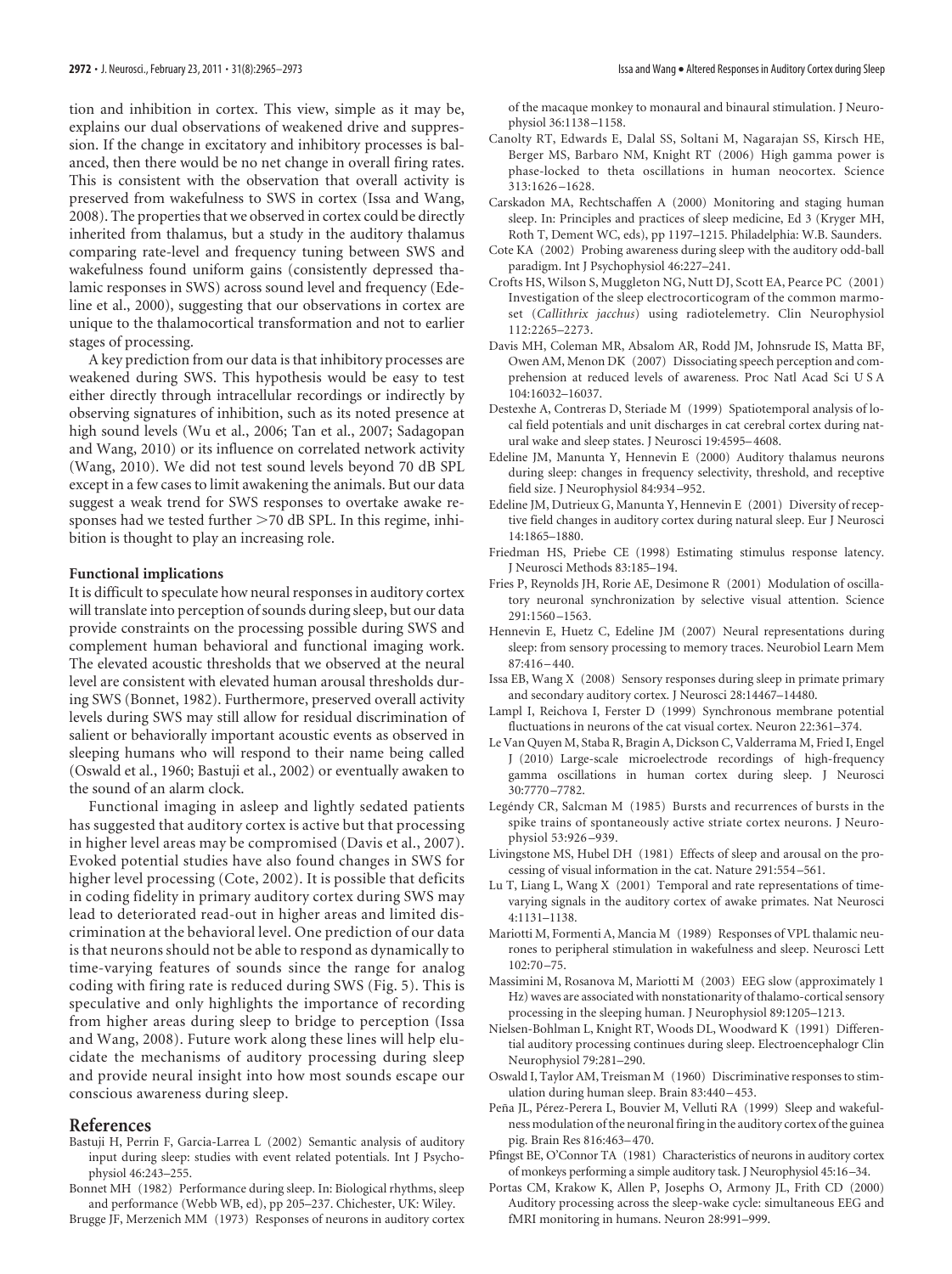tion and inhibition in cortex. This view, simple as it may be, explains our dual observations of weakened drive and suppression. If the change in excitatory and inhibitory processes is balanced, then there would be no net change in overall firing rates. This is consistent with the observation that overall activity is preserved from wakefulness to SWS in cortex (Issa and Wang, 2008). The properties that we observed in cortex could be directly inherited from thalamus, but a study in the auditory thalamus comparing rate-level and frequency tuning between SWS and wakefulness found uniform gains (consistently depressed thalamic responses in SWS) across sound level and frequency (Edeline et al., 2000), suggesting that our observations in cortex are unique to the thalamocortical transformation and not to earlier stages of processing.

A key prediction from our data is that inhibitory processes are weakened during SWS. This hypothesis would be easy to test either directly through intracellular recordings or indirectly by observing signatures of inhibition, such as its noted presence at high sound levels (Wu et al., 2006; Tan et al., 2007; Sadagopan and Wang, 2010) or its influence on correlated network activity (Wang, 2010). We did not test sound levels beyond 70 dB SPL except in a few cases to limit awakening the animals. But our data suggest a weak trend for SWS responses to overtake awake responses had we tested further >70 dB SPL. In this regime, inhibition is thought to play an increasing role.

**Functional implications**

It is difficult to speculate how neural responses in auditory cortex will translate into perception of sounds during sleep, but our data provide constraints on the processing possible during SWS and complement human behavioral and functional imaging work. The elevated acoustic thresholds that we observed at the neural level are consistent with elevated human arousal thresholds during SWS (Bonnet, 1982). Furthermore, preserved overall activity levels during SWS may still allow for residual discrimination of salient or behaviorally important acoustic events as observed in sleeping humans who will respond to their name being called (Oswald et al., 1960; Bastuji et al., 2002) or eventually awaken to the sound of an alarm clock.

Functional imaging in asleep and lightly sedated patients has suggested that auditory cortex is active but that processing in higher level areas may be compromised (Davis et al., 2007). Evoked potential studies have also found changes in SWS for higher level processing (Cote, 2002). It is possible that deficits in coding fidelity in primary auditory cortex during SWS may lead to deteriorated read-out in higher areas and limited discrimination at the behavioral level. One prediction of our data is that neurons should not be able to respond as dynamically to time-varying features of sounds since the range for analog coding with firing rate is reduced during SWS (Fig. 5). This is speculative and only highlights the importance of recording from higher areas during sleep to bridge to perception (Issa and Wang, 2008). Future work along these lines will help elucidate the mechanisms of auditory processing during sleep and provide neural insight into how most sounds escape our conscious awareness during sleep.

## References

Bastuji H, Perrin F, Garcia-Larrea L (2002) Semantic analysis of auditory input during sleep: studies with event related potentials. Int J Psychophysiol 46:243–255.

Bonnet MH (1982) Performance during sleep. In: Biological rhythms, sleep and performance (Webb WB, ed), pp 205–237. Chichester, UK: Wiley.

Brugge JF, Merzenich MM (1973) Responses of neurons in auditory cortex of the macaque monkey to monaural and binaural stimulation. J Neurophysiol 36:1138–1158.

Canolty RT, Edwards E, Dalal SS, Soltani M, Nagarajan SS, Kirsch HE, Berger MS, Barbaro NM, Knight RT (2006) High gamma power is phase-locked to theta oscillations in human neocortex. Science 313:1626–1628.

Carskadon MA, Rechtschaffen A (2000) Monitoring and staging human sleep. In: Principles and practices of sleep medicine, Ed 3 (Kryger MH, Roth T, Dement WC, eds), pp 1197–1215. Philadelphia: W.B. Saunders.

Cote KA (2002) Probing awareness during sleep with the auditory odd-ball paradigm. Int J Psychophysiol 46:227–241.

Crofts HS, Wilson S, Muggleton NG, Nutt DJ, Scott EA, Pearce PC (2001) Investigation of the sleep electrocorticogram of the common marmoset (*Callithrix jacchus*) using radiotelemetry. Clin Neurophysiol 112:2265–2273.

Davis MH, Coleman MR, Absalom AR, Rodd JM, Johnsrude IS, Matta BF, Owen AM, Menon DK (2007) Dissociating speech perception and comprehension at reduced levels of awareness. Proc Natl Acad Sci U S A 104:16032–16037.

Destexhe A, Contreras D, Steriade M (1999) Spatiotemporal analysis of local field potentials and unit discharges in cat cerebral cortex during natural wake and sleep states. J Neurosci 19:4595–4608.

Edeline JM, Manunta Y, Hennevin E (2000) Auditory thalamus neurons during sleep: changes in frequency selectivity, threshold, and receptive field size. J Neurophysiol 84:934–952.

Edeline JM, Dutrieux G, Manunta Y, Hennevin E (2001) Diversity of receptive field changes in auditory cortex during natural sleep. Eur J Neurosci 14:1865–1880.

Friedman HS, Priebe CE (1998) Estimating stimulus response latency. J Neurosci Methods 83:185–194.

Fries P, Reynolds JH, Rorie AE, Desimone R (2001) Modulation of oscillatory neuronal synchronization by selective visual attention. Science 291:1560–1563.

Hennevin E, Huetz C, Edeline JM (2007) Neural representations during sleep: from sensory processing to memory traces. Neurobiol Learn Mem 87:416–440.

Issa EB, Wang X (2008) Sensory responses during sleep in primate primary and secondary auditory cortex. J Neurosci 28:14467–14480.

Lampl I, Reichova I, Ferster D (1999) Synchronous membrane potential fluctuations in neurons of the cat visual cortex. Neuron 22:361–374.

Le Van Quyen M, Staba R, Bragin A, Dickson C, Valderrama M, Fried I, Engel J (2010) Large-scale microelectrode recordings of high-frequency gamma oscillations in human cortex during sleep. J Neurosci 30:7770–7782.

Legéndy CR, Salcman M (1985) Bursts and recurrences of bursts in the spike trains of spontaneously active striate cortex neurons. J Neurophysiol 53:926–939.

Livingstone MS, Hubel DH (1981) Effects of sleep and arousal on the processing of visual information in the cat. Nature 291:554–561.

Lu T, Liang L, Wang X (2001) Temporal and rate representations of time-varying signals in the auditory cortex of awake primates. Nat Neurosci 4:1131–1138.

Mariotti M, Formenti A, Mancia M (1989) Responses of VPL thalamic neurones to peripheral stimulation in wakefulness and sleep. Neurosci Lett 102:70–75.

Massimini M, Rosanova M, Mariotti M (2003) EEG slow (approximately 1 Hz) waves are associated with nonstationarity of thalamo-cortical sensory processing in the sleeping human. J Neurophysiol 89:1205–1213.

Nielsen-Bohlman L, Knight RT, Woods DL, Woodward K (1991) Differential auditory processing continues during sleep. Electroencephalogr Clin Neurophysiol 79:281–290.

Oswald I, Taylor AM, Treisman M (1960) Discriminative responses to stimulation during human sleep. Brain 83:440–453.

Peña JL, Pérez-Perera L, Bouvier M, Velluti RA (1999) Sleep and wakefulness modulation of the neuronal firing in the auditory cortex of the guinea pig. Brain Res 816:463–470.

Pfingst BE, O'Connor TA (1981) Characteristics of neurons in auditory cortex of monkeys performing a simple auditory task. J Neurophysiol 45:16–34.

Portas CM, Krakow K, Allen P, Josephs O, Armony JL, Frith CD (2000) Auditory processing across the sleep-wake cycle: simultaneous EEG and fMRI monitoring in humans. Neuron 28:991–999.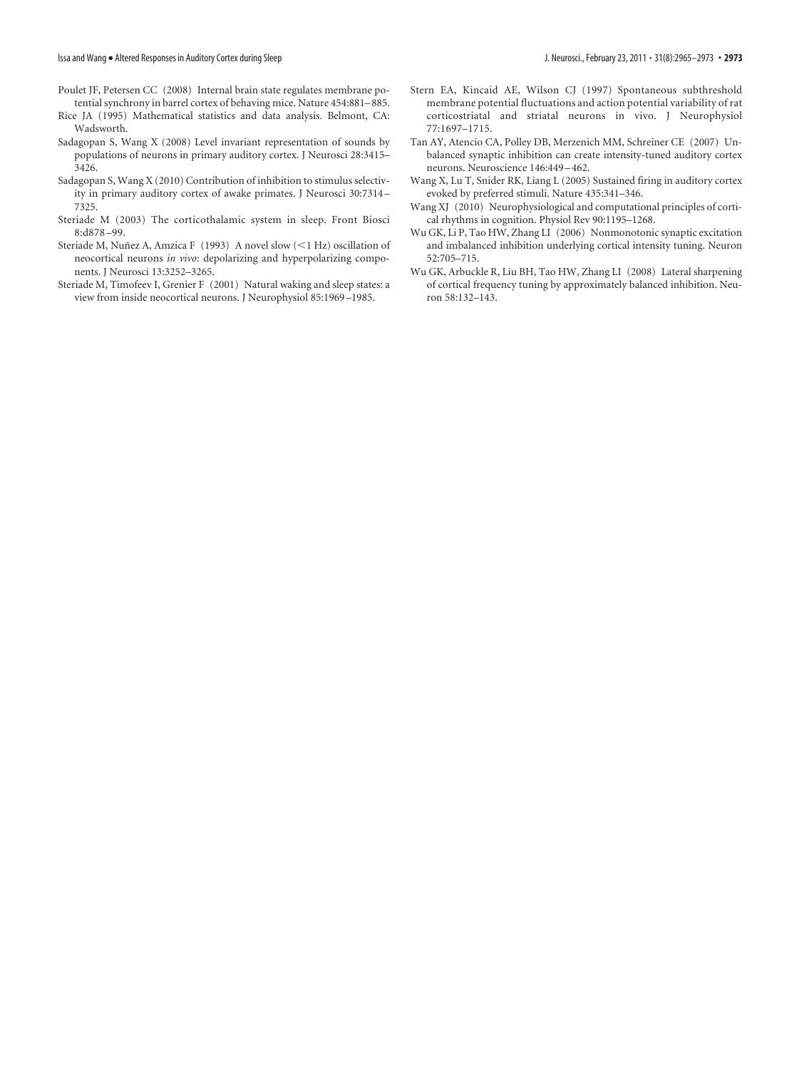Poulet JF, Petersen CC (2008) Internal brain state regulates membrane potential synchrony in barrel cortex of behaving mice. Nature 454:881–885.

Rice JA (1995) Mathematical statistics and data analysis. Belmont, CA: Wadsworth.

Sadagopan S, Wang X (2008) Level invariant representation of sounds by populations of neurons in primary auditory cortex. J Neurosci 28:3415–3426.

Sadagopan S, Wang X (2010) Contribution of inhibition to stimulus selectivity in primary auditory cortex of awake primates. J Neurosci 30:7314–7325.

Steriade M (2003) The corticothalamic system in sleep. Front Biosci 8:d878–99.

Steriade M, Nuñez A, Amzica F (1993) A novel slow (<1 Hz) oscillation of neocortical neurons *in vivo*: depolarizing and hyperpolarizing components. J Neurosci 13:3252–3265.

Steriade M, Timofeev I, Grenier F (2001) Natural waking and sleep states: a view from inside neocortical neurons. J Neurophysiol 85:1969–1985.

Stern EA, Kincaid AE, Wilson CJ (1997) Spontaneous subthreshold membrane potential fluctuations and action potential variability of rat corticostriatal and striatal neurons in vivo. J Neurophysiol 77:1697–1715.

Tan AY, Atencio CA, Polley DB, Merzenich MM, Schreiner CE (2007) Unbalanced synaptic inhibition can create intensity-tuned auditory cortex neurons. Neuroscience 146:449–462.

Wang X, Lu T, Snider RK, Liang L (2005) Sustained firing in auditory cortex evoked by preferred stimuli. Nature 435:341–346.

Wang XJ (2010) Neurophysiological and computational principles of cortical rhythms in cognition. Physiol Rev 90:1195–1268.

Wu GK, Li P, Tao HW, Zhang LI (2006) Nonmonotonic synaptic excitation and imbalanced inhibition underlying cortical intensity tuning. Neuron 52:705–715.

Wu GK, Arbuckle R, Liu BH, Tao HW, Zhang LI (2008) Lateral sharpening of cortical frequency tuning by approximately balanced inhibition. Neuron 58:132–143.